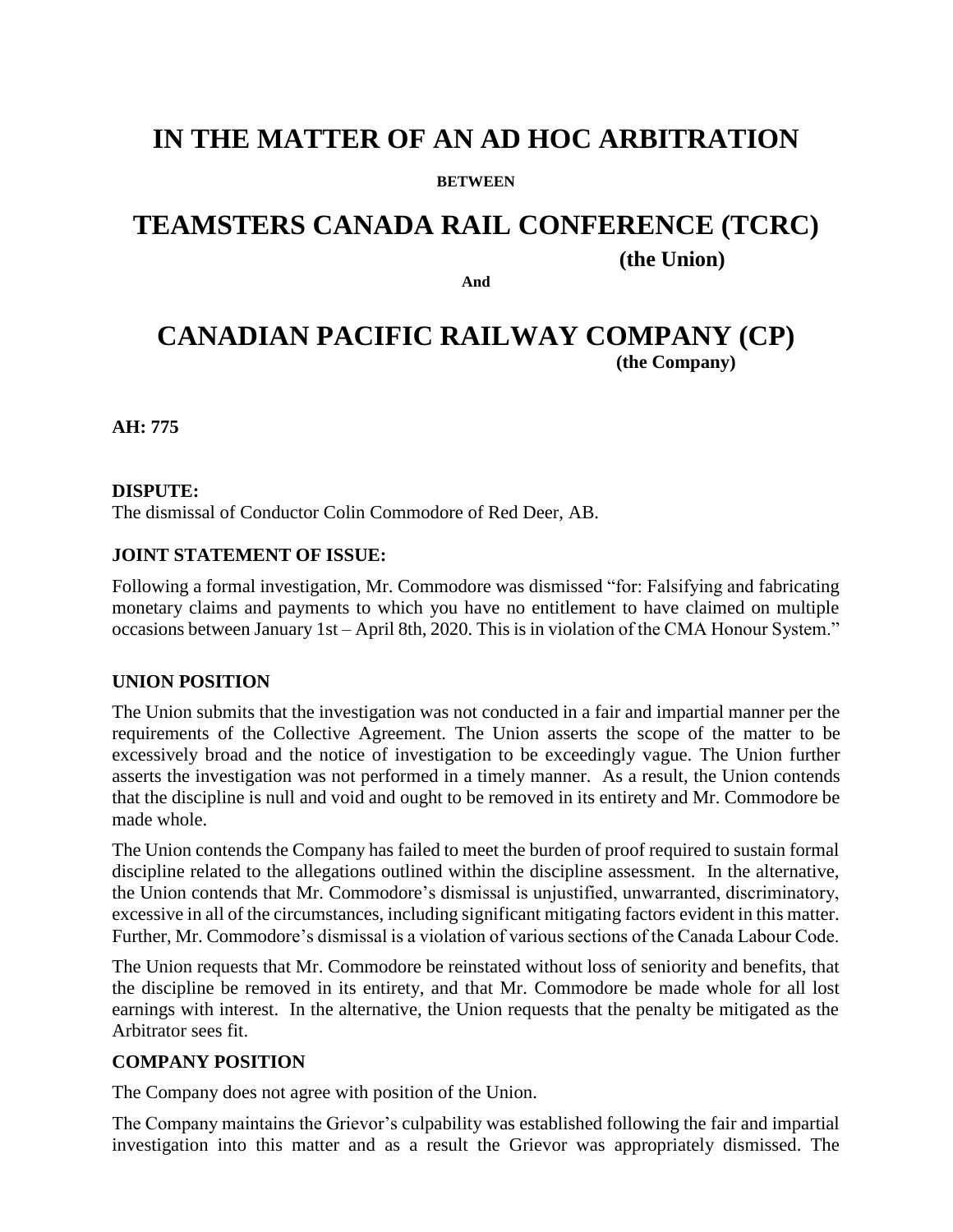# IN THE MATTER OF AN AD HOC ARBITRATION

**BETWEEN**

# TEAMSTERS CANADA RAIL CONFERENCE (TCRC)

**(the Union)**

**And**

# CANADIAN PACIFIC RAILWAY COMPANY (CP)

**(the Company)**

**AH: 775**

**DISPUTE:**

The dismissal of Conductor Colin Commodore of Red Deer, AB.

**JOINT STATEMENT OF ISSUE:**

Following a formal investigation, Mr. Commodore was dismissed "for: Falsifying and fabricating monetary claims and payments to which you have no entitlement to have claimed on multiple occasions between January 1st – April 8th, 2020. This is in violation of the CMA Honour System."

**UNION POSITION**

The Union submits that the investigation was not conducted in a fair and impartial manner per the requirements of the Collective Agreement. The Union asserts the scope of the matter to be excessively broad and the notice of investigation to be exceedingly vague. The Union further asserts the investigation was not performed in a timely manner. As a result, the Union contends that the discipline is null and void and ought to be removed in its entirety and Mr. Commodore be made whole.

The Union contends the Company has failed to meet the burden of proof required to sustain formal discipline related to the allegations outlined within the discipline assessment. In the alternative, the Union contends that Mr. Commodore's dismissal is unjustified, unwarranted, discriminatory, excessive in all of the circumstances, including significant mitigating factors evident in this matter. Further, Mr. Commodore's dismissal is a violation of various sections of the Canada Labour Code.

The Union requests that Mr. Commodore be reinstated without loss of seniority and benefits, that the discipline be removed in its entirety, and that Mr. Commodore be made whole for all lost earnings with interest. In the alternative, the Union requests that the penalty be mitigated as the Arbitrator sees fit.

**COMPANY POSITION**

The Company does not agree with position of the Union.

The Company maintains the Grievor's culpability was established following the fair and impartial investigation into this matter and as a result the Grievor was appropriately dismissed. The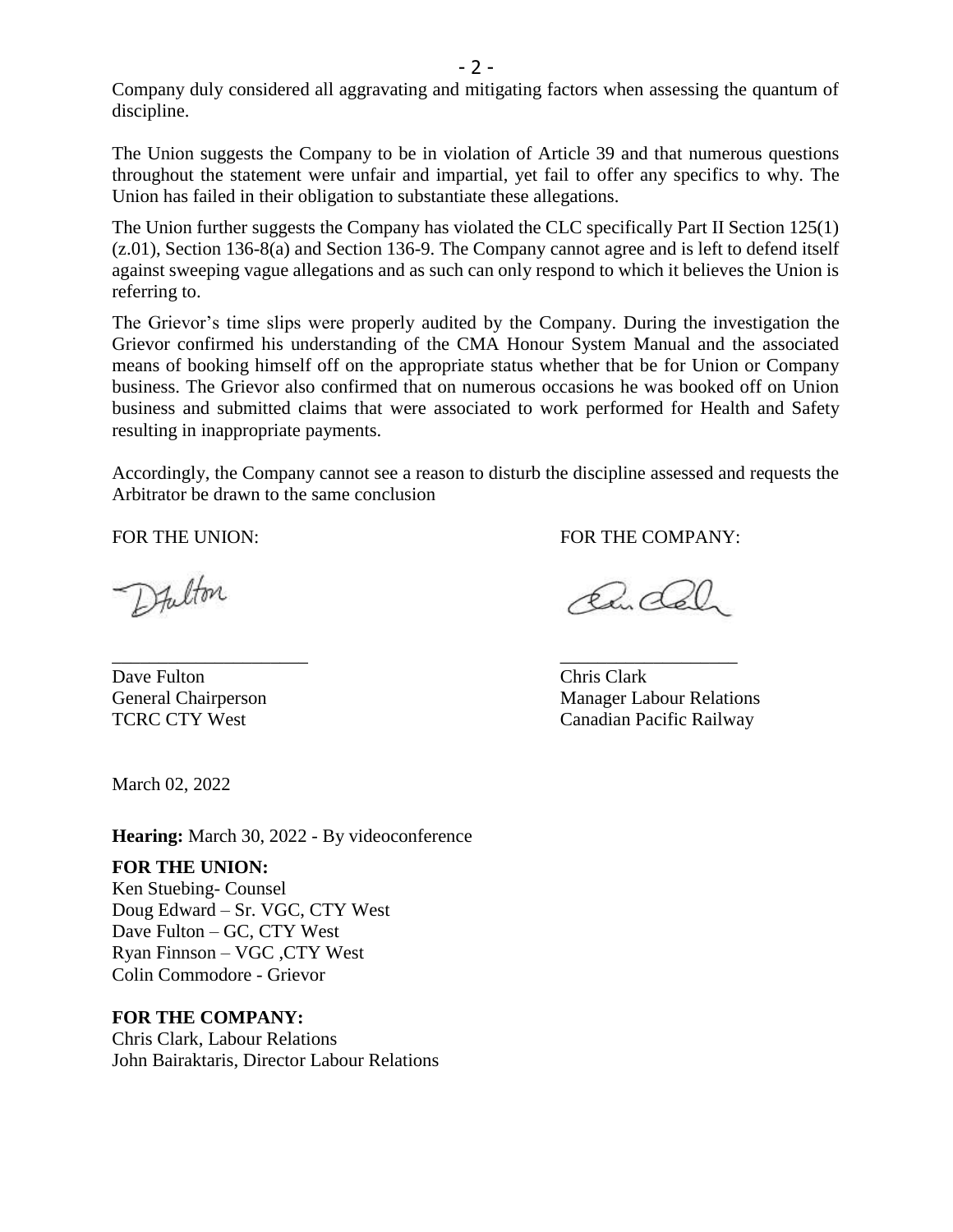Company duly considered all aggravating and mitigating factors when assessing the quantum of discipline.

The Union suggests the Company to be in violation of Article 39 and that numerous questions throughout the statement were unfair and impartial, yet fail to offer any specifics to why. The Union has failed in their obligation to substantiate these allegations.

The Union further suggests the Company has violated the CLC specifically Part II Section 125(1) (z.01), Section 136-8(a) and Section 136-9. The Company cannot agree and is left to defend itself against sweeping vague allegations and as such can only respond to which it believes the Union is referring to.

The Grievor's time slips were properly audited by the Company. During the investigation the Grievor confirmed his understanding of the CMA Honour System Manual and the associated means of booking himself off on the appropriate status whether that be for Union or Company business. The Grievor also confirmed that on numerous occasions he was booked off on Union business and submitted claims that were associated to work performed for Health and Safety resulting in inappropriate payments.

Accordingly, the Company cannot see a reason to disturb the discipline assessed and requests the Arbitrator be drawn to the same conclusion

FOR THE UNION:

Dave Fulton
General Chairperson
TCRC CTY West

FOR THE COMPANY:

Chris Clark
Manager Labour Relations
Canadian Pacific Railway

March 02, 2022

**Hearing:** March 30, 2022 - By videoconference

**FOR THE UNION:**
Ken Stuebing- Counsel
Doug Edward – Sr. VGC, CTY West
Dave Fulton – GC, CTY West
Ryan Finnson – VGC ,CTY West
Colin Commodore - Grievor

**FOR THE COMPANY:**
Chris Clark, Labour Relations
John Bairaktaris, Director Labour Relations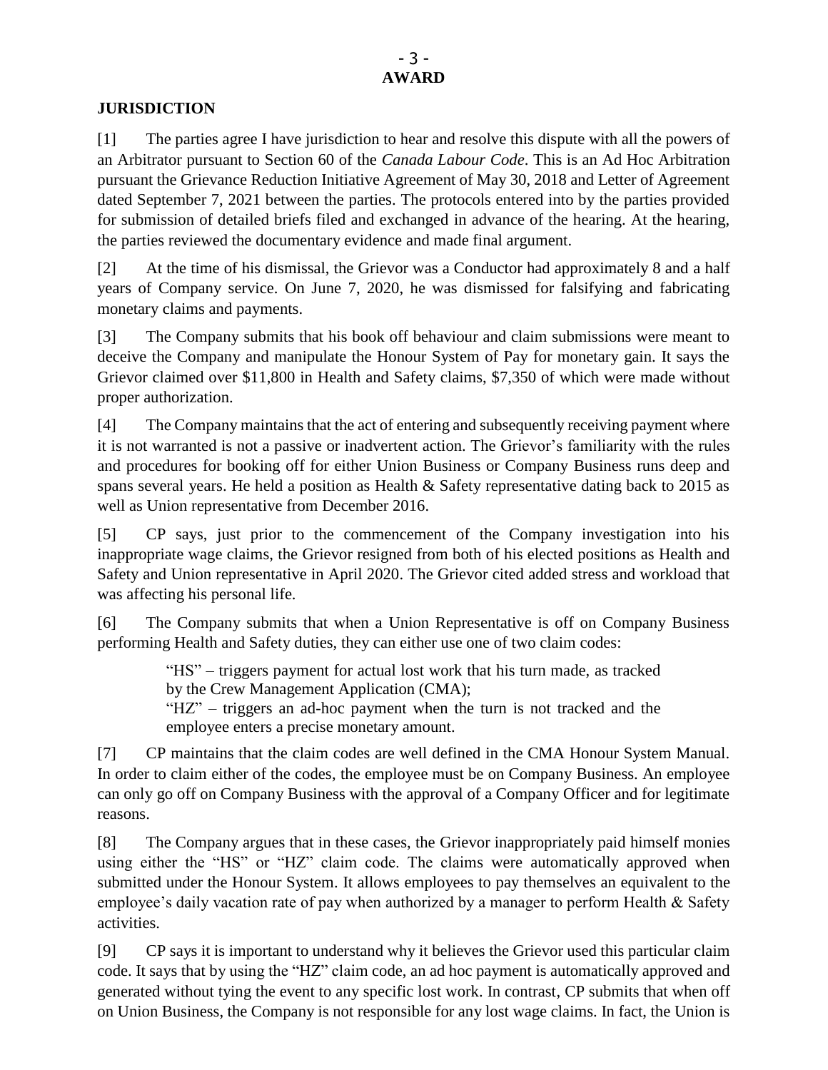## AWARD

### JURISDICTION

[1] The parties agree I have jurisdiction to hear and resolve this dispute with all the powers of an Arbitrator pursuant to Section 60 of the *Canada Labour Code*. This is an Ad Hoc Arbitration pursuant the Grievance Reduction Initiative Agreement of May 30, 2018 and Letter of Agreement dated September 7, 2021 between the parties. The protocols entered into by the parties provided for submission of detailed briefs filed and exchanged in advance of the hearing. At the hearing, the parties reviewed the documentary evidence and made final argument.

[2] At the time of his dismissal, the Grievor was a Conductor had approximately 8 and a half years of Company service. On June 7, 2020, he was dismissed for falsifying and fabricating monetary claims and payments.

[3] The Company submits that his book off behaviour and claim submissions were meant to deceive the Company and manipulate the Honour System of Pay for monetary gain. It says the Grievor claimed over $11,800 in Health and Safety claims, $7,350 of which were made without proper authorization.

[4] The Company maintains that the act of entering and subsequently receiving payment where it is not warranted is not a passive or inadvertent action. The Grievor's familiarity with the rules and procedures for booking off for either Union Business or Company Business runs deep and spans several years. He held a position as Health & Safety representative dating back to 2015 as well as Union representative from December 2016.

[5] CP says, just prior to the commencement of the Company investigation into his inappropriate wage claims, the Grievor resigned from both of his elected positions as Health and Safety and Union representative in April 2020. The Grievor cited added stress and workload that was affecting his personal life.

[6] The Company submits that when a Union Representative is off on Company Business performing Health and Safety duties, they can either use one of two claim codes:

> "HS" – triggers payment for actual lost work that his turn made, as tracked by the Crew Management Application (CMA);
> "HZ" – triggers an ad-hoc payment when the turn is not tracked and the employee enters a precise monetary amount.

[7] CP maintains that the claim codes are well defined in the CMA Honour System Manual. In order to claim either of the codes, the employee must be on Company Business. An employee can only go off on Company Business with the approval of a Company Officer and for legitimate reasons.

[8] The Company argues that in these cases, the Grievor inappropriately paid himself monies using either the "HS" or "HZ" claim code. The claims were automatically approved when submitted under the Honour System. It allows employees to pay themselves an equivalent to the employee's daily vacation rate of pay when authorized by a manager to perform Health & Safety activities.

[9] CP says it is important to understand why it believes the Grievor used this particular claim code. It says that by using the "HZ" claim code, an ad hoc payment is automatically approved and generated without tying the event to any specific lost work. In contrast, CP submits that when off on Union Business, the Company is not responsible for any lost wage claims. In fact, the Union is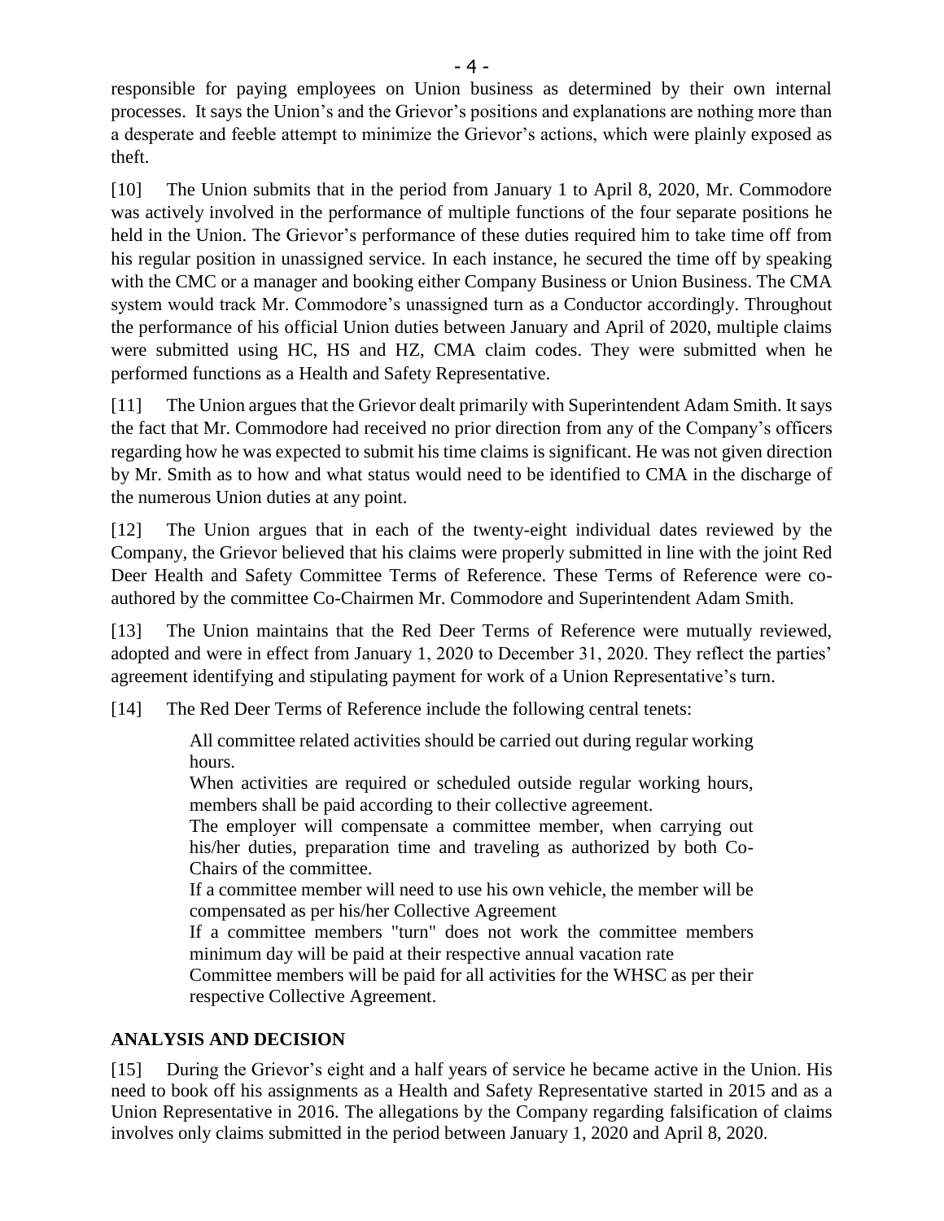responsible for paying employees on Union business as determined by their own internal processes. It says the Union's and the Grievor's positions and explanations are nothing more than a desperate and feeble attempt to minimize the Grievor's actions, which were plainly exposed as theft.

[10] The Union submits that in the period from January 1 to April 8, 2020, Mr. Commodore was actively involved in the performance of multiple functions of the four separate positions he held in the Union. The Grievor's performance of these duties required him to take time off from his regular position in unassigned service. In each instance, he secured the time off by speaking with the CMC or a manager and booking either Company Business or Union Business. The CMA system would track Mr. Commodore's unassigned turn as a Conductor accordingly. Throughout the performance of his official Union duties between January and April of 2020, multiple claims were submitted using HC, HS and HZ, CMA claim codes. They were submitted when he performed functions as a Health and Safety Representative.

[11] The Union argues that the Grievor dealt primarily with Superintendent Adam Smith. It says the fact that Mr. Commodore had received no prior direction from any of the Company's officers regarding how he was expected to submit his time claims is significant. He was not given direction by Mr. Smith as to how and what status would need to be identified to CMA in the discharge of the numerous Union duties at any point.

[12] The Union argues that in each of the twenty-eight individual dates reviewed by the Company, the Grievor believed that his claims were properly submitted in line with the joint Red Deer Health and Safety Committee Terms of Reference. These Terms of Reference were co-authored by the committee Co-Chairmen Mr. Commodore and Superintendent Adam Smith.

[13] The Union maintains that the Red Deer Terms of Reference were mutually reviewed, adopted and were in effect from January 1, 2020 to December 31, 2020. They reflect the parties' agreement identifying and stipulating payment for work of a Union Representative's turn.

[14] The Red Deer Terms of Reference include the following central tenets:

> All committee related activities should be carried out during regular working hours.
> When activities are required or scheduled outside regular working hours, members shall be paid according to their collective agreement.
> The employer will compensate a committee member, when carrying out his/her duties, preparation time and traveling as authorized by both Co-Chairs of the committee.
> If a committee member will need to use his own vehicle, the member will be compensated as per his/her Collective Agreement
> If a committee members "turn" does not work the committee members minimum day will be paid at their respective annual vacation rate
> Committee members will be paid for all activities for the WHSC as per their respective Collective Agreement.

## ANALYSIS AND DECISION

[15] During the Grievor's eight and a half years of service he became active in the Union. His need to book off his assignments as a Health and Safety Representative started in 2015 and as a Union Representative in 2016. The allegations by the Company regarding falsification of claims involves only claims submitted in the period between January 1, 2020 and April 8, 2020.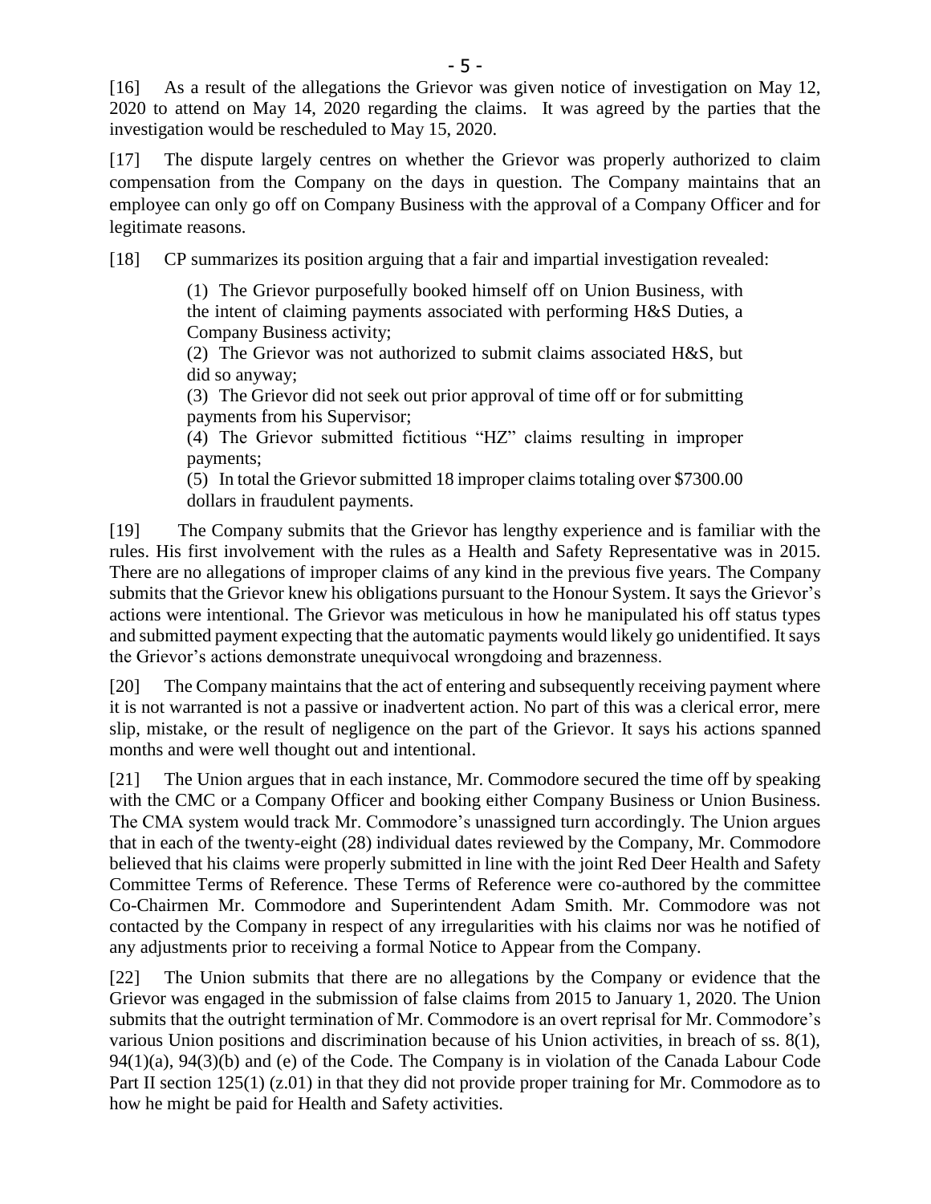[16] As a result of the allegations the Grievor was given notice of investigation on May 12, 2020 to attend on May 14, 2020 regarding the claims. It was agreed by the parties that the investigation would be rescheduled to May 15, 2020.

[17] The dispute largely centres on whether the Grievor was properly authorized to claim compensation from the Company on the days in question. The Company maintains that an employee can only go off on Company Business with the approval of a Company Officer and for legitimate reasons.

[18] CP summarizes its position arguing that a fair and impartial investigation revealed:

> (1) The Grievor purposefully booked himself off on Union Business, with the intent of claiming payments associated with performing H&S Duties, a Company Business activity;
>
> (2) The Grievor was not authorized to submit claims associated H&S, but did so anyway;
>
> (3) The Grievor did not seek out prior approval of time off or for submitting payments from his Supervisor;
>
> (4) The Grievor submitted fictitious "HZ" claims resulting in improper payments;
>
> (5) In total the Grievor submitted 18 improper claims totaling over $7300.00 dollars in fraudulent payments.

[19] The Company submits that the Grievor has lengthy experience and is familiar with the rules. His first involvement with the rules as a Health and Safety Representative was in 2015. There are no allegations of improper claims of any kind in the previous five years. The Company submits that the Grievor knew his obligations pursuant to the Honour System. It says the Grievor's actions were intentional. The Grievor was meticulous in how he manipulated his off status types and submitted payment expecting that the automatic payments would likely go unidentified. It says the Grievor's actions demonstrate unequivocal wrongdoing and brazenness.

[20] The Company maintains that the act of entering and subsequently receiving payment where it is not warranted is not a passive or inadvertent action. No part of this was a clerical error, mere slip, mistake, or the result of negligence on the part of the Grievor. It says his actions spanned months and were well thought out and intentional.

[21] The Union argues that in each instance, Mr. Commodore secured the time off by speaking with the CMC or a Company Officer and booking either Company Business or Union Business. The CMA system would track Mr. Commodore's unassigned turn accordingly. The Union argues that in each of the twenty-eight (28) individual dates reviewed by the Company, Mr. Commodore believed that his claims were properly submitted in line with the joint Red Deer Health and Safety Committee Terms of Reference. These Terms of Reference were co-authored by the committee Co-Chairmen Mr. Commodore and Superintendent Adam Smith. Mr. Commodore was not contacted by the Company in respect of any irregularities with his claims nor was he notified of any adjustments prior to receiving a formal Notice to Appear from the Company.

[22] The Union submits that there are no allegations by the Company or evidence that the Grievor was engaged in the submission of false claims from 2015 to January 1, 2020. The Union submits that the outright termination of Mr. Commodore is an overt reprisal for Mr. Commodore's various Union positions and discrimination because of his Union activities, in breach of ss. 8(1), 94(1)(a), 94(3)(b) and (e) of the Code. The Company is in violation of the Canada Labour Code Part II section 125(1) (z.01) in that they did not provide proper training for Mr. Commodore as to how he might be paid for Health and Safety activities.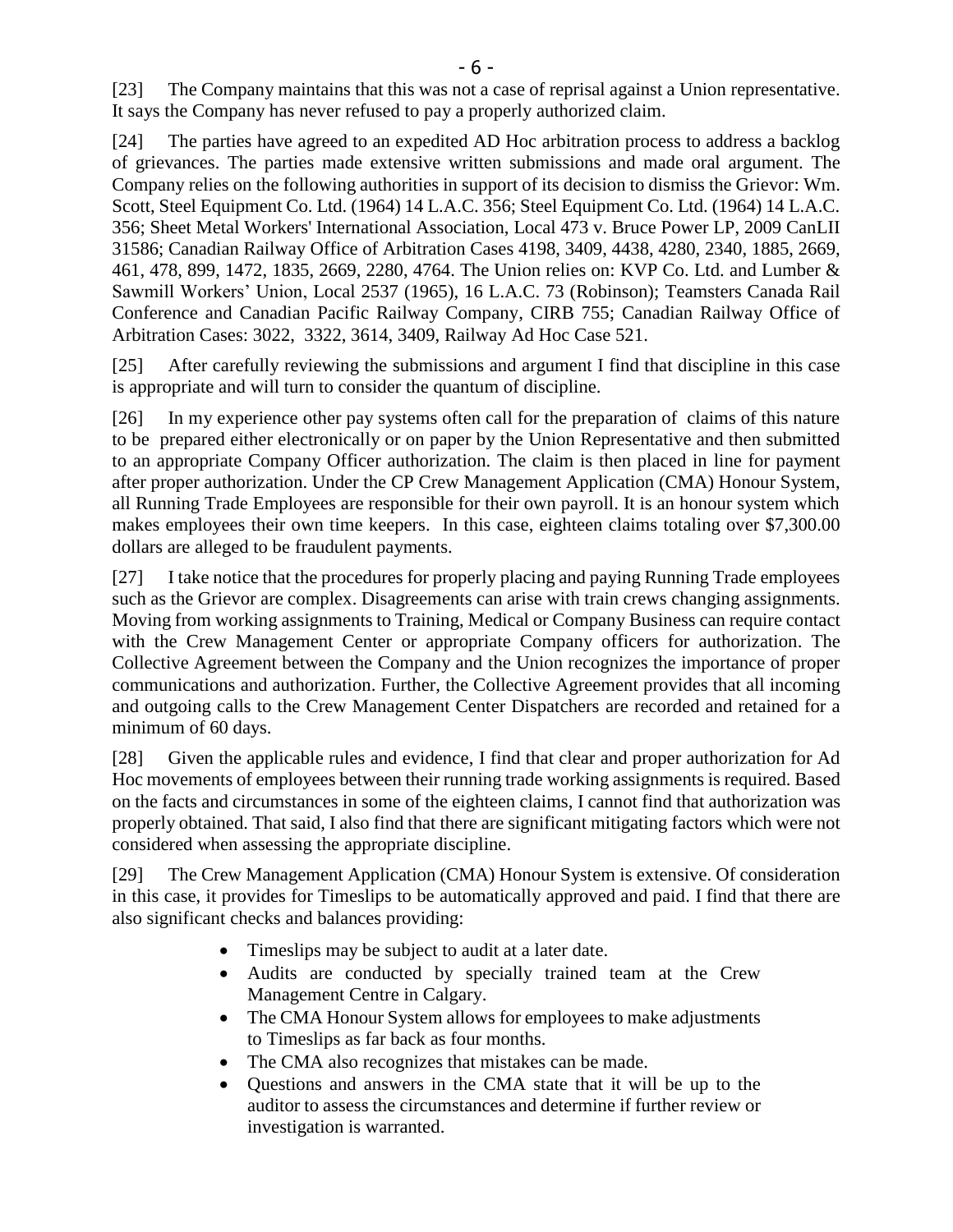[23] The Company maintains that this was not a case of reprisal against a Union representative. It says the Company has never refused to pay a properly authorized claim.

[24] The parties have agreed to an expedited AD Hoc arbitration process to address a backlog of grievances. The parties made extensive written submissions and made oral argument. The Company relies on the following authorities in support of its decision to dismiss the Grievor: Wm. Scott, Steel Equipment Co. Ltd. (1964) 14 L.A.C. 356; Steel Equipment Co. Ltd. (1964) 14 L.A.C. 356; Sheet Metal Workers' International Association, Local 473 v. Bruce Power LP, 2009 CanLII 31586; Canadian Railway Office of Arbitration Cases 4198, 3409, 4438, 4280, 2340, 1885, 2669, 461, 478, 899, 1472, 1835, 2669, 2280, 4764. The Union relies on: KVP Co. Ltd. and Lumber & Sawmill Workers' Union, Local 2537 (1965), 16 L.A.C. 73 (Robinson); Teamsters Canada Rail Conference and Canadian Pacific Railway Company, CIRB 755; Canadian Railway Office of Arbitration Cases: 3022, 3322, 3614, 3409, Railway Ad Hoc Case 521.

[25] After carefully reviewing the submissions and argument I find that discipline in this case is appropriate and will turn to consider the quantum of discipline.

[26] In my experience other pay systems often call for the preparation of claims of this nature to be prepared either electronically or on paper by the Union Representative and then submitted to an appropriate Company Officer authorization. The claim is then placed in line for payment after proper authorization. Under the CP Crew Management Application (CMA) Honour System, all Running Trade Employees are responsible for their own payroll. It is an honour system which makes employees their own time keepers. In this case, eighteen claims totaling over $7,300.00 dollars are alleged to be fraudulent payments.

[27] I take notice that the procedures for properly placing and paying Running Trade employees such as the Grievor are complex. Disagreements can arise with train crews changing assignments. Moving from working assignments to Training, Medical or Company Business can require contact with the Crew Management Center or appropriate Company officers for authorization. The Collective Agreement between the Company and the Union recognizes the importance of proper communications and authorization. Further, the Collective Agreement provides that all incoming and outgoing calls to the Crew Management Center Dispatchers are recorded and retained for a minimum of 60 days.

[28] Given the applicable rules and evidence, I find that clear and proper authorization for Ad Hoc movements of employees between their running trade working assignments is required. Based on the facts and circumstances in some of the eighteen claims, I cannot find that authorization was properly obtained. That said, I also find that there are significant mitigating factors which were not considered when assessing the appropriate discipline.

[29] The Crew Management Application (CMA) Honour System is extensive. Of consideration in this case, it provides for Timeslips to be automatically approved and paid. I find that there are also significant checks and balances providing:

- Timeslips may be subject to audit at a later date.
- Audits are conducted by specially trained team at the Crew Management Centre in Calgary.
- The CMA Honour System allows for employees to make adjustments to Timeslips as far back as four months.
- The CMA also recognizes that mistakes can be made.
- Questions and answers in the CMA state that it will be up to the auditor to assess the circumstances and determine if further review or investigation is warranted.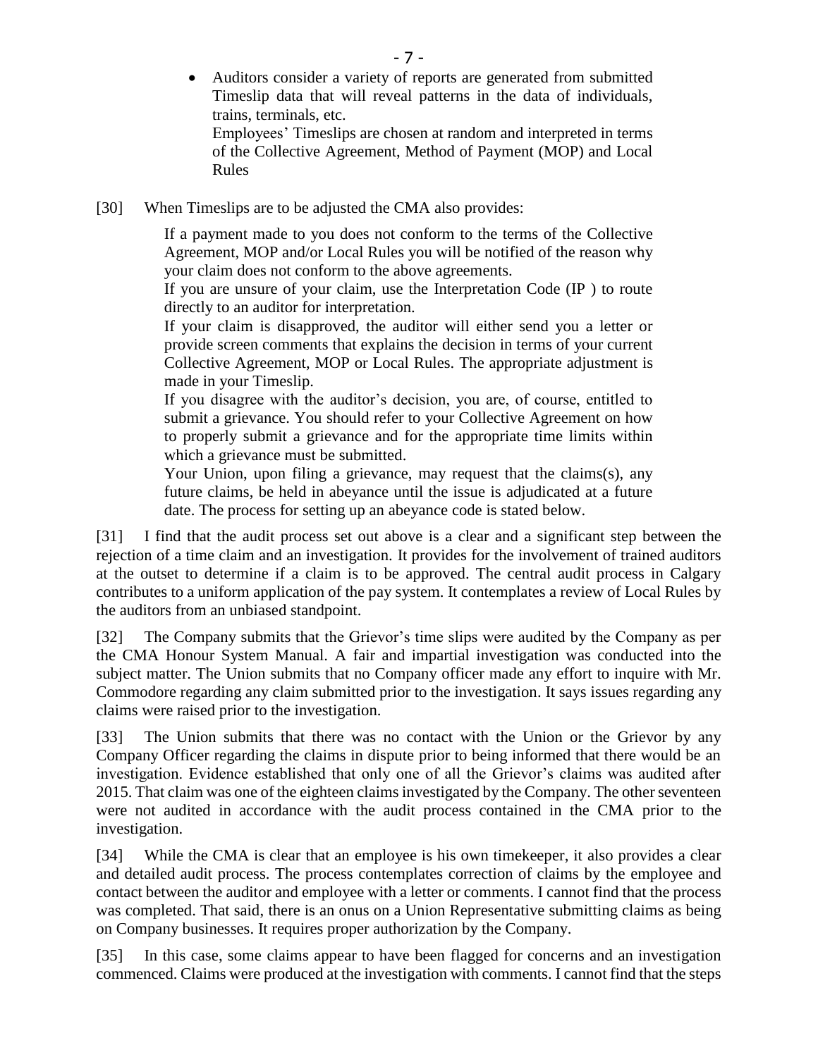- Auditors consider a variety of reports are generated from submitted Timeslip data that will reveal patterns in the data of individuals, trains, terminals, etc.

  Employees' Timeslips are chosen at random and interpreted in terms of the Collective Agreement, Method of Payment (MOP) and Local Rules

[30] When Timeslips are to be adjusted the CMA also provides:

> If a payment made to you does not conform to the terms of the Collective Agreement, MOP and/or Local Rules you will be notified of the reason why your claim does not conform to the above agreements.
>
> If you are unsure of your claim, use the Interpretation Code (IP ) to route directly to an auditor for interpretation.
>
> If your claim is disapproved, the auditor will either send you a letter or provide screen comments that explains the decision in terms of your current Collective Agreement, MOP or Local Rules. The appropriate adjustment is made in your Timeslip.
>
> If you disagree with the auditor's decision, you are, of course, entitled to submit a grievance. You should refer to your Collective Agreement on how to properly submit a grievance and for the appropriate time limits within which a grievance must be submitted.
>
> Your Union, upon filing a grievance, may request that the claims(s), any future claims, be held in abeyance until the issue is adjudicated at a future date. The process for setting up an abeyance code is stated below.

[31] I find that the audit process set out above is a clear and a significant step between the rejection of a time claim and an investigation. It provides for the involvement of trained auditors at the outset to determine if a claim is to be approved. The central audit process in Calgary contributes to a uniform application of the pay system. It contemplates a review of Local Rules by the auditors from an unbiased standpoint.

[32] The Company submits that the Grievor's time slips were audited by the Company as per the CMA Honour System Manual. A fair and impartial investigation was conducted into the subject matter. The Union submits that no Company officer made any effort to inquire with Mr. Commodore regarding any claim submitted prior to the investigation. It says issues regarding any claims were raised prior to the investigation.

[33] The Union submits that there was no contact with the Union or the Grievor by any Company Officer regarding the claims in dispute prior to being informed that there would be an investigation. Evidence established that only one of all the Grievor's claims was audited after 2015. That claim was one of the eighteen claims investigated by the Company. The other seventeen were not audited in accordance with the audit process contained in the CMA prior to the investigation.

[34] While the CMA is clear that an employee is his own timekeeper, it also provides a clear and detailed audit process. The process contemplates correction of claims by the employee and contact between the auditor and employee with a letter or comments. I cannot find that the process was completed. That said, there is an onus on a Union Representative submitting claims as being on Company businesses. It requires proper authorization by the Company.

[35] In this case, some claims appear to have been flagged for concerns and an investigation commenced. Claims were produced at the investigation with comments. I cannot find that the steps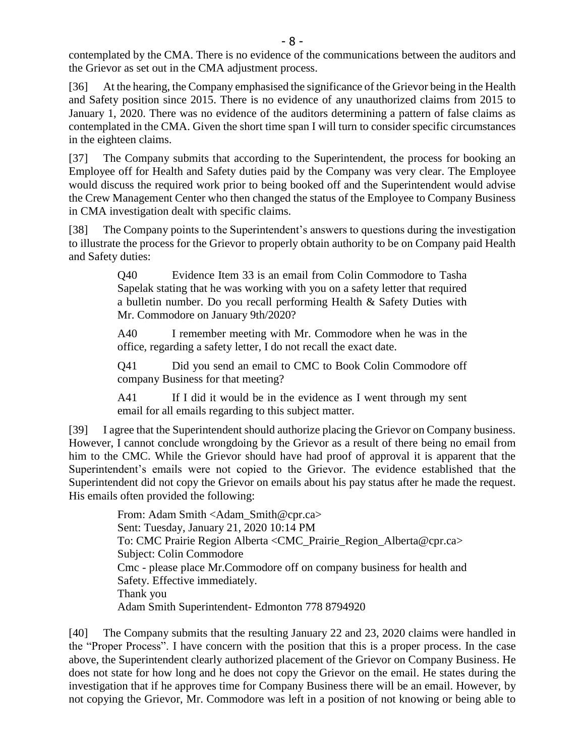contemplated by the CMA. There is no evidence of the communications between the auditors and the Grievor as set out in the CMA adjustment process.

[36] At the hearing, the Company emphasised the significance of the Grievor being in the Health and Safety position since 2015. There is no evidence of any unauthorized claims from 2015 to January 1, 2020. There was no evidence of the auditors determining a pattern of false claims as contemplated in the CMA. Given the short time span I will turn to consider specific circumstances in the eighteen claims.

[37] The Company submits that according to the Superintendent, the process for booking an Employee off for Health and Safety duties paid by the Company was very clear. The Employee would discuss the required work prior to being booked off and the Superintendent would advise the Crew Management Center who then changed the status of the Employee to Company Business in CMA investigation dealt with specific claims.

[38] The Company points to the Superintendent's answers to questions during the investigation to illustrate the process for the Grievor to properly obtain authority to be on Company paid Health and Safety duties:

> Q40 Evidence Item 33 is an email from Colin Commodore to Tasha Sapelak stating that he was working with you on a safety letter that required a bulletin number. Do you recall performing Health & Safety Duties with Mr. Commodore on January 9th/2020?
>
> A40 I remember meeting with Mr. Commodore when he was in the office, regarding a safety letter, I do not recall the exact date.
>
> Q41 Did you send an email to CMC to Book Colin Commodore off company Business for that meeting?
>
> A41 If I did it would be in the evidence as I went through my sent email for all emails regarding to this subject matter.

[39] I agree that the Superintendent should authorize placing the Grievor on Company business. However, I cannot conclude wrongdoing by the Grievor as a result of there being no email from him to the CMC. While the Grievor should have had proof of approval it is apparent that the Superintendent's emails were not copied to the Grievor. The evidence established that the Superintendent did not copy the Grievor on emails about his pay status after he made the request. His emails often provided the following:

> From: Adam Smith <Adam_Smith@cpr.ca>
> Sent: Tuesday, January 21, 2020 10:14 PM
> To: CMC Prairie Region Alberta <CMC_Prairie_Region_Alberta@cpr.ca>
> Subject: Colin Commodore
> Cmc - please place Mr.Commodore off on company business for health and Safety. Effective immediately.
> Thank you
> Adam Smith Superintendent- Edmonton 778 8794920

[40] The Company submits that the resulting January 22 and 23, 2020 claims were handled in the "Proper Process". I have concern with the position that this is a proper process. In the case above, the Superintendent clearly authorized placement of the Grievor on Company Business. He does not state for how long and he does not copy the Grievor on the email. He states during the investigation that if he approves time for Company Business there will be an email. However, by not copying the Grievor, Mr. Commodore was left in a position of not knowing or being able to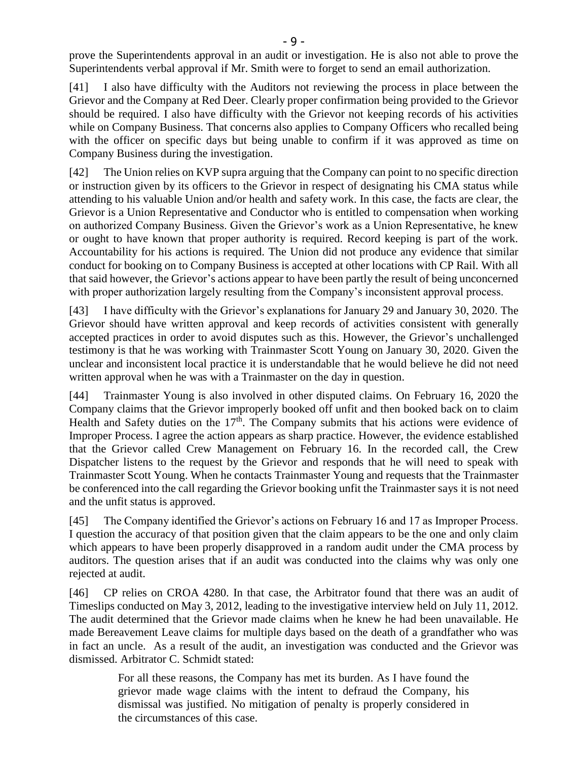prove the Superintendents approval in an audit or investigation. He is also not able to prove the Superintendents verbal approval if Mr. Smith were to forget to send an email authorization.

[41] I also have difficulty with the Auditors not reviewing the process in place between the Grievor and the Company at Red Deer. Clearly proper confirmation being provided to the Grievor should be required. I also have difficulty with the Grievor not keeping records of his activities while on Company Business. That concerns also applies to Company Officers who recalled being with the officer on specific days but being unable to confirm if it was approved as time on Company Business during the investigation.

[42] The Union relies on KVP supra arguing that the Company can point to no specific direction or instruction given by its officers to the Grievor in respect of designating his CMA status while attending to his valuable Union and/or health and safety work. In this case, the facts are clear, the Grievor is a Union Representative and Conductor who is entitled to compensation when working on authorized Company Business. Given the Grievor's work as a Union Representative, he knew or ought to have known that proper authority is required. Record keeping is part of the work. Accountability for his actions is required. The Union did not produce any evidence that similar conduct for booking on to Company Business is accepted at other locations with CP Rail. With all that said however, the Grievor's actions appear to have been partly the result of being unconcerned with proper authorization largely resulting from the Company's inconsistent approval process.

[43] I have difficulty with the Grievor's explanations for January 29 and January 30, 2020. The Grievor should have written approval and keep records of activities consistent with generally accepted practices in order to avoid disputes such as this. However, the Grievor's unchallenged testimony is that he was working with Trainmaster Scott Young on January 30, 2020. Given the unclear and inconsistent local practice it is understandable that he would believe he did not need written approval when he was with a Trainmaster on the day in question.

[44] Trainmaster Young is also involved in other disputed claims. On February 16, 2020 the Company claims that the Grievor improperly booked off unfit and then booked back on to claim Health and Safety duties on the 17th. The Company submits that his actions were evidence of Improper Process. I agree the action appears as sharp practice. However, the evidence established that the Grievor called Crew Management on February 16. In the recorded call, the Crew Dispatcher listens to the request by the Grievor and responds that he will need to speak with Trainmaster Scott Young. When he contacts Trainmaster Young and requests that the Trainmaster be conferenced into the call regarding the Grievor booking unfit the Trainmaster says it is not need and the unfit status is approved.

[45] The Company identified the Grievor's actions on February 16 and 17 as Improper Process. I question the accuracy of that position given that the claim appears to be the one and only claim which appears to have been properly disapproved in a random audit under the CMA process by auditors. The question arises that if an audit was conducted into the claims why was only one rejected at audit.

[46] CP relies on CROA 4280. In that case, the Arbitrator found that there was an audit of Timeslips conducted on May 3, 2012, leading to the investigative interview held on July 11, 2012. The audit determined that the Grievor made claims when he knew he had been unavailable. He made Bereavement Leave claims for multiple days based on the death of a grandfather who was in fact an uncle. As a result of the audit, an investigation was conducted and the Grievor was dismissed. Arbitrator C. Schmidt stated:

> For all these reasons, the Company has met its burden. As I have found the grievor made wage claims with the intent to defraud the Company, his dismissal was justified. No mitigation of penalty is properly considered in the circumstances of this case.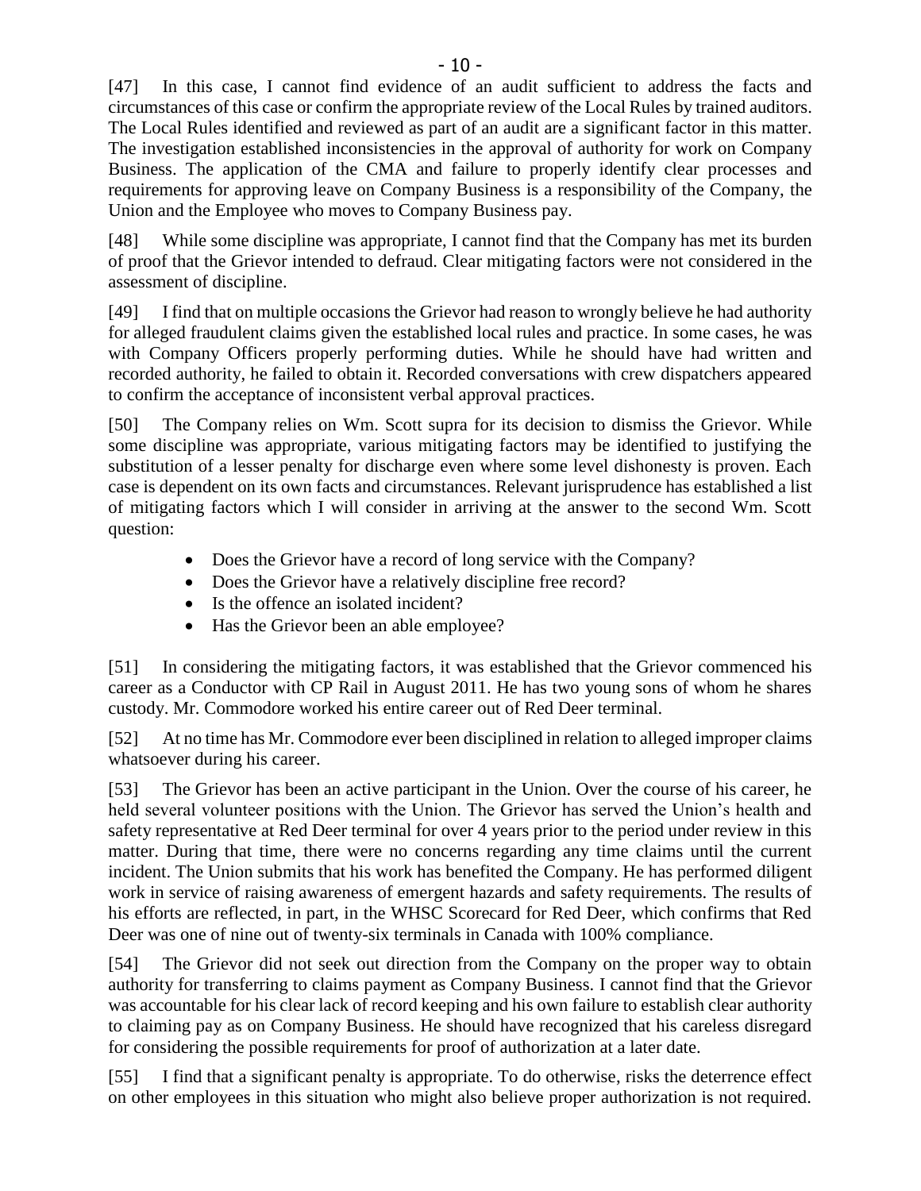[47] In this case, I cannot find evidence of an audit sufficient to address the facts and circumstances of this case or confirm the appropriate review of the Local Rules by trained auditors. The Local Rules identified and reviewed as part of an audit are a significant factor in this matter. The investigation established inconsistencies in the approval of authority for work on Company Business. The application of the CMA and failure to properly identify clear processes and requirements for approving leave on Company Business is a responsibility of the Company, the Union and the Employee who moves to Company Business pay.

[48] While some discipline was appropriate, I cannot find that the Company has met its burden of proof that the Grievor intended to defraud. Clear mitigating factors were not considered in the assessment of discipline.

[49] I find that on multiple occasions the Grievor had reason to wrongly believe he had authority for alleged fraudulent claims given the established local rules and practice. In some cases, he was with Company Officers properly performing duties. While he should have had written and recorded authority, he failed to obtain it. Recorded conversations with crew dispatchers appeared to confirm the acceptance of inconsistent verbal approval practices.

[50] The Company relies on Wm. Scott supra for its decision to dismiss the Grievor. While some discipline was appropriate, various mitigating factors may be identified to justifying the substitution of a lesser penalty for discharge even where some level dishonesty is proven. Each case is dependent on its own facts and circumstances. Relevant jurisprudence has established a list of mitigating factors which I will consider in arriving at the answer to the second Wm. Scott question:

- Does the Grievor have a record of long service with the Company?
- Does the Grievor have a relatively discipline free record?
- Is the offence an isolated incident?
- Has the Grievor been an able employee?

[51] In considering the mitigating factors, it was established that the Grievor commenced his career as a Conductor with CP Rail in August 2011. He has two young sons of whom he shares custody. Mr. Commodore worked his entire career out of Red Deer terminal.

[52] At no time has Mr. Commodore ever been disciplined in relation to alleged improper claims whatsoever during his career.

[53] The Grievor has been an active participant in the Union. Over the course of his career, he held several volunteer positions with the Union. The Grievor has served the Union's health and safety representative at Red Deer terminal for over 4 years prior to the period under review in this matter. During that time, there were no concerns regarding any time claims until the current incident. The Union submits that his work has benefited the Company. He has performed diligent work in service of raising awareness of emergent hazards and safety requirements. The results of his efforts are reflected, in part, in the WHSC Scorecard for Red Deer, which confirms that Red Deer was one of nine out of twenty-six terminals in Canada with 100% compliance.

[54] The Grievor did not seek out direction from the Company on the proper way to obtain authority for transferring to claims payment as Company Business. I cannot find that the Grievor was accountable for his clear lack of record keeping and his own failure to establish clear authority to claiming pay as on Company Business. He should have recognized that his careless disregard for considering the possible requirements for proof of authorization at a later date.

[55] I find that a significant penalty is appropriate. To do otherwise, risks the deterrence effect on other employees in this situation who might also believe proper authorization is not required.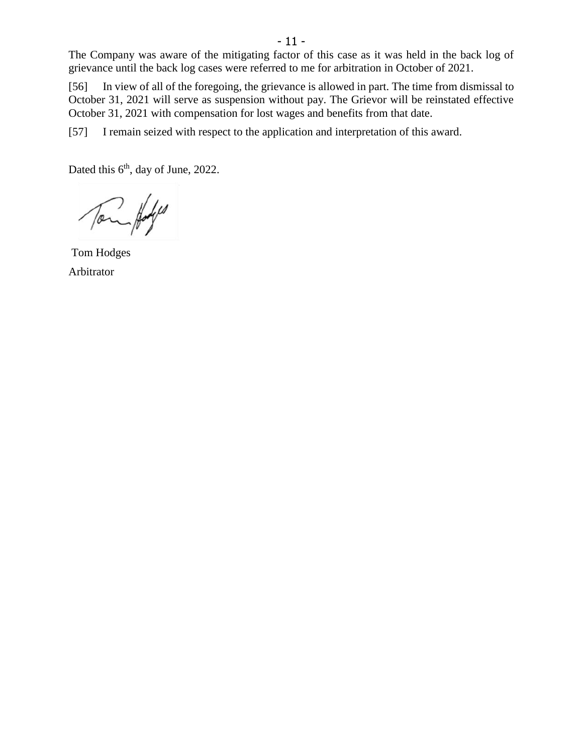The Company was aware of the mitigating factor of this case as it was held in the back log of grievance until the back log cases were referred to me for arbitration in October of 2021.

[56] In view of all of the foregoing, the grievance is allowed in part. The time from dismissal to October 31, 2021 will serve as suspension without pay. The Grievor will be reinstated effective October 31, 2021 with compensation for lost wages and benefits from that date.

[57] I remain seized with respect to the application and interpretation of this award.

Dated this 6th, day of June, 2022.

Tom Hodges

Arbitrator